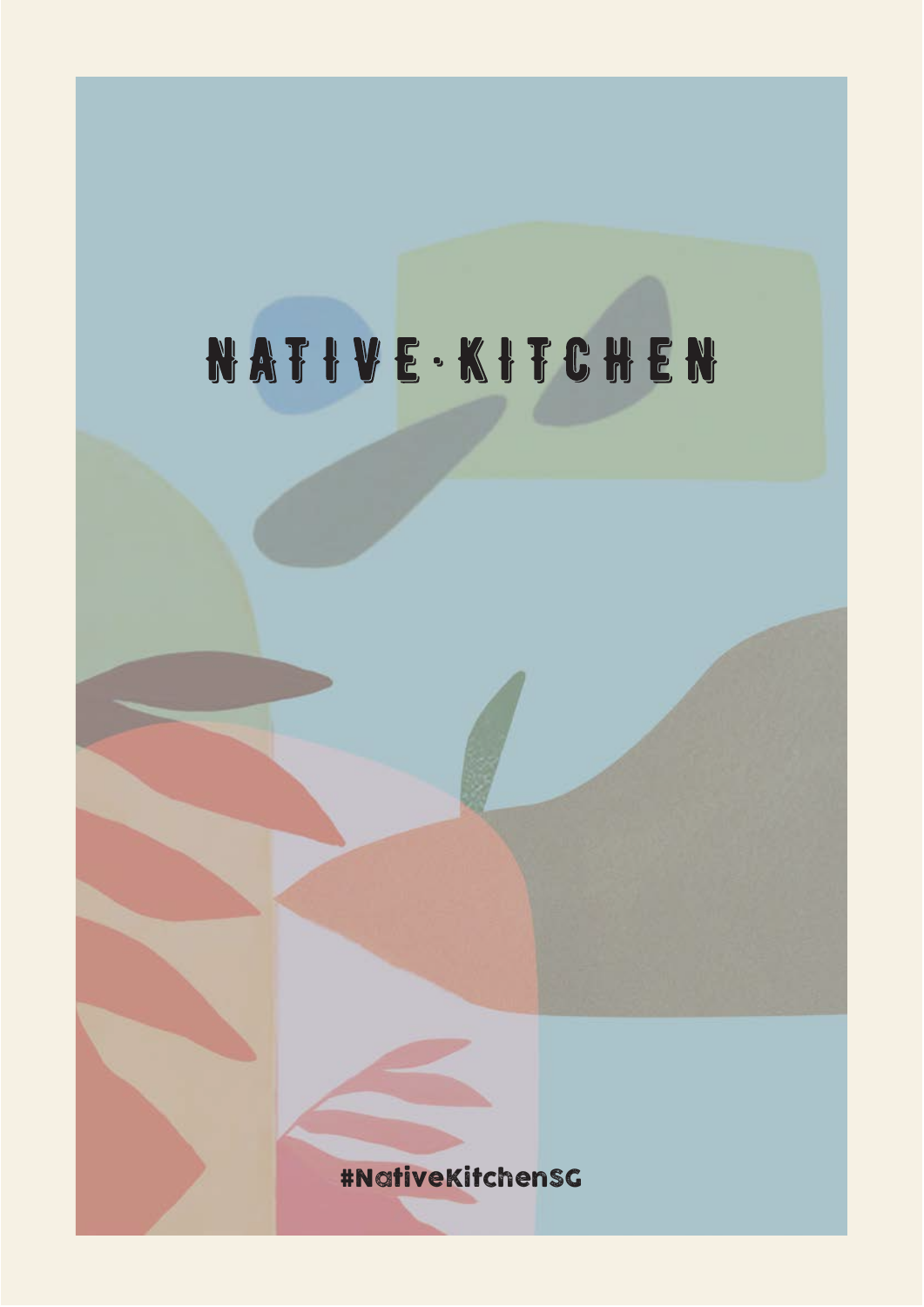# NATIVE·KITCHEN

#NativeKitchenSG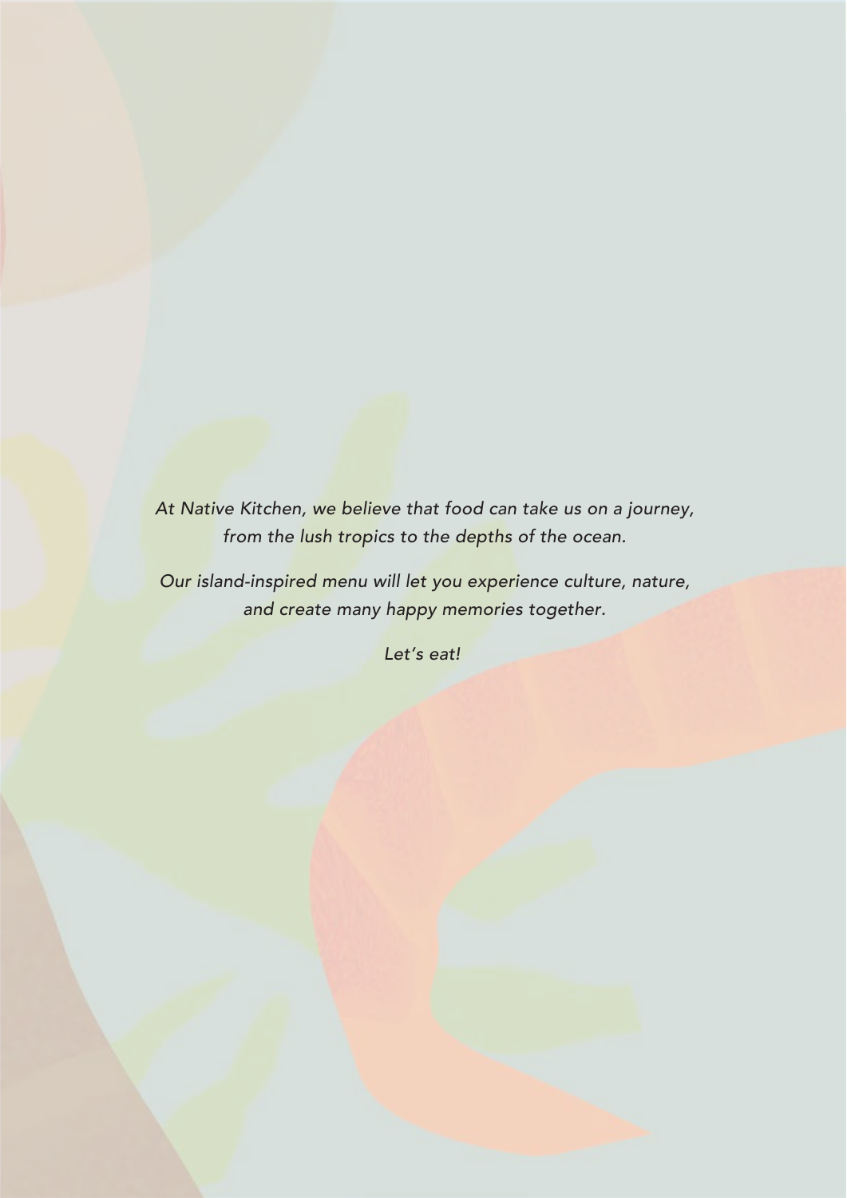*At Native Kitchen, we believe that food can take us on a journey, from the lush tropics to the depths of the ocean.*

*Our island-inspired menu will let you experience culture, nature, and create many happy memories together.*

*Let's eat!*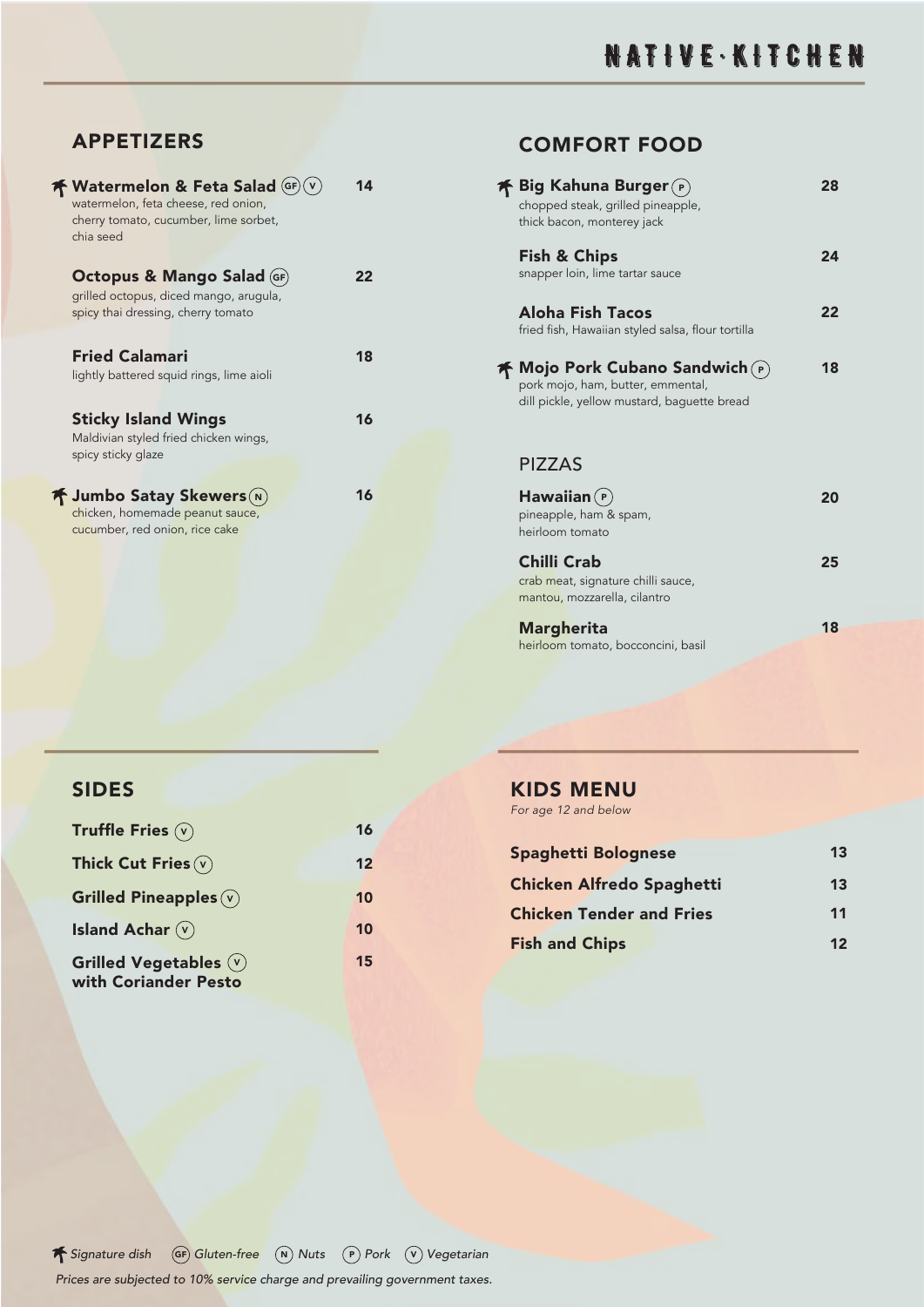# NATIVE·KITCHEN

## APPETIZERS

**Watermelon & Feta Salad** (GF) (V) — 14
watermelon, feta cheese, red onion, cherry tomato, cucumber, lime sorbet, chia seed

**Octopus & Mango Salad** (GF) — 22
grilled octopus, diced mango, arugula, spicy thai dressing, cherry tomato

**Fried Calamari** — 18
lightly battered squid rings, lime aioli

**Sticky Island Wings** — 16
Maldivian styled fried chicken wings, spicy sticky glaze

**Jumbo Satay Skewers** (N) — 16
chicken, homemade peanut sauce, cucumber, red onion, rice cake

## COMFORT FOOD

**Big Kahuna Burger** (P) — 28
chopped steak, grilled pineapple, thick bacon, monterey jack

**Fish & Chips** — 24
snapper loin, lime tartar sauce

**Aloha Fish Tacos** — 22
fried fish, Hawaiian styled salsa, flour tortilla

**Mojo Pork Cubano Sandwich** (P) — 18
pork mojo, ham, butter, emmental, dill pickle, yellow mustard, baguette bread

### PIZZAS

**Hawaiian** (P) — 20
pineapple, ham & spam, heirloom tomato

**Chilli Crab** — 25
crab meat, signature chilli sauce, mantou, mozzarella, cilantro

**Margherita** — 18
heirloom tomato, bocconcini, basil

## SIDES

**Truffle Fries** (V) — 16

**Thick Cut Fries** (V) — 12

**Grilled Pineapples** (V) — 10

**Island Achar** (V) — 10

**Grilled Vegetables with Coriander Pesto** (V) — 15

## KIDS MENU

*For age 12 and below*

**Spaghetti Bolognese** — 13

**Chicken Alfredo Spaghetti** — 13

**Chicken Tender and Fries** — 11

**Fish and Chips** — 12

*Signature dish* (GF) *Gluten-free* (N) *Nuts* (P) *Pork* (V) *Vegetarian*

*Prices are subjected to 10% service charge and prevailing government taxes.*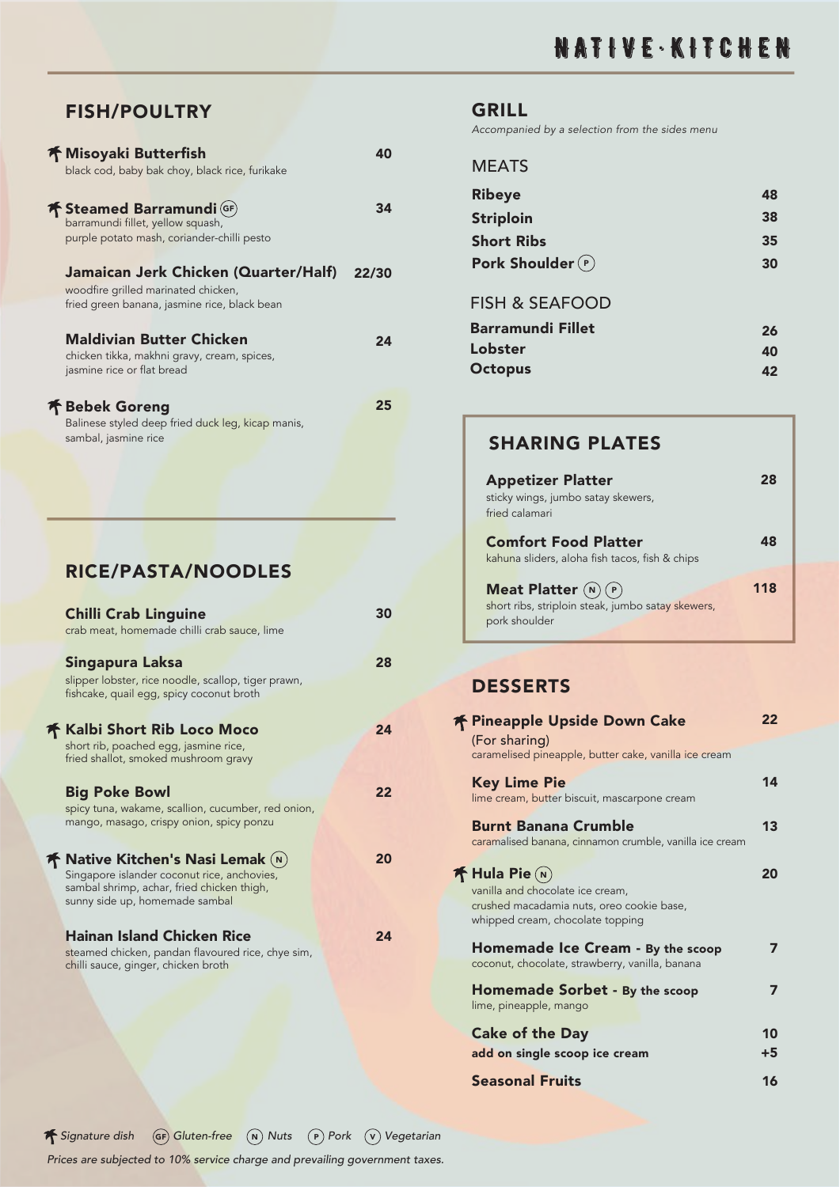# NATIVE·KITCHEN

## FISH/POULTRY

**🌴 Misoyaki Butterfish** — 40
black cod, baby bak choy, black rice, furikake

**🌴 Steamed Barramundi (GF)** — 34
barramundi fillet, yellow squash, purple potato mash, coriander-chilli pesto

**Jamaican Jerk Chicken (Quarter/Half)** — 22/30
woodfire grilled marinated chicken, fried green banana, jasmine rice, black bean

**Maldivian Butter Chicken** — 24
chicken tikka, makhni gravy, cream, spices, jasmine rice or flat bread

**🌴 Bebek Goreng** — 25
Balinese styled deep fried duck leg, kicap manis, sambal, jasmine rice

## RICE/PASTA/NOODLES

**Chilli Crab Linguine** — 30
crab meat, homemade chilli crab sauce, lime

**Singapura Laksa** — 28
slipper lobster, rice noodle, scallop, tiger prawn, fishcake, quail egg, spicy coconut broth

**🌴 Kalbi Short Rib Loco Moco** — 24
short rib, poached egg, jasmine rice, fried shallot, smoked mushroom gravy

**Big Poke Bowl** — 22
spicy tuna, wakame, scallion, cucumber, red onion, mango, masago, crispy onion, spicy ponzu

**🌴 Native Kitchen's Nasi Lemak (N)** — 20
Singapore islander coconut rice, anchovies, sambal shrimp, achar, fried chicken thigh, sunny side up, homemade sambal

**Hainan Island Chicken Rice** — 24
steamed chicken, pandan flavoured rice, chye sim, chilli sauce, ginger, chicken broth

## GRILL

*Accompanied by a selection from the sides menu*

### MEATS

| Item | Price |
| --- | --- |
| **Ribeye** | 48 |
| **Striploin** | 38 |
| **Short Ribs** | 35 |
| **Pork Shoulder (P)** | 30 |

### FISH & SEAFOOD

| Item | Price |
| --- | --- |
| **Barramundi Fillet** | 26 |
| **Lobster** | 40 |
| **Octopus** | 42 |

## SHARING PLATES

**Appetizer Platter** — 28
sticky wings, jumbo satay skewers, fried calamari

**Comfort Food Platter** — 48
kahuna sliders, aloha fish tacos, fish & chips

**Meat Platter (N) (P)** — 118
short ribs, striploin steak, jumbo satay skewers, pork shoulder

## DESSERTS

**🌴 Pineapple Upside Down Cake** — 22
(For sharing)
caramelised pineapple, butter cake, vanilla ice cream

**Key Lime Pie** — 14
lime cream, butter biscuit, mascarpone cream

**Burnt Banana Crumble** — 13
caramalised banana, cinnamon crumble, vanilla ice cream

**🌴 Hula Pie (N)** — 20
vanilla and chocolate ice cream, crushed macadamia nuts, oreo cookie base, whipped cream, chocolate topping

**Homemade Ice Cream - By the scoop** — 7
coconut, chocolate, strawberry, vanilla, banana

**Homemade Sorbet - By the scoop** — 7
lime, pineapple, mango

**Cake of the Day** — 10
**add on single scoop ice cream** — +5

**Seasonal Fruits** — 16

*🌴 Signature dish (GF) Gluten-free (N) Nuts (P) Pork (V) Vegetarian*

*Prices are subjected to 10% service charge and prevailing government taxes.*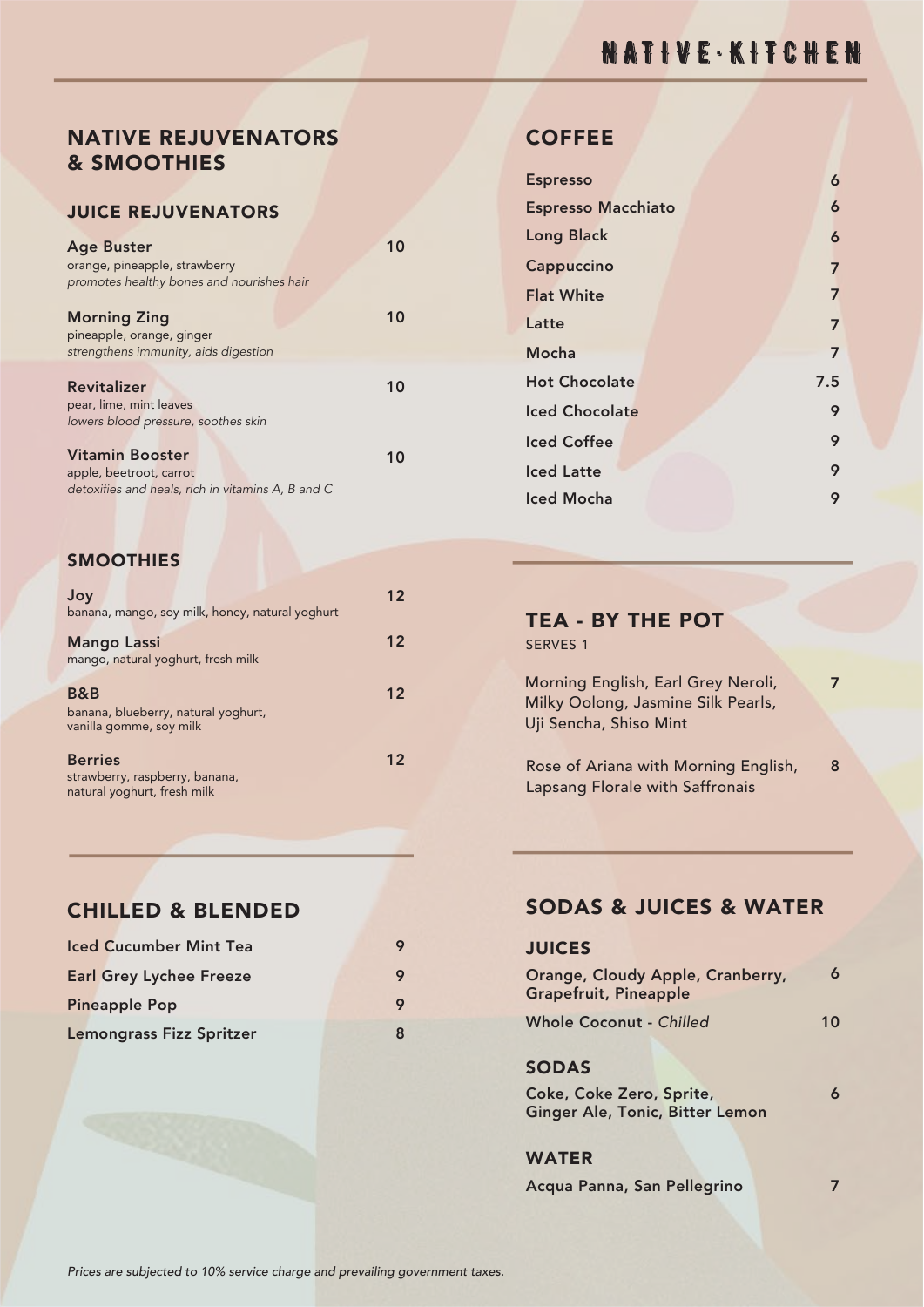# NATIVE·KITCHEN

## NATIVE REJUVENATORS & SMOOTHIES

### JUICE REJUVENATORS

| Item | Price |
|---|---|
| **Age Buster**<br>orange, pineapple, strawberry<br>*promotes healthy bones and nourishes hair* | 10 |
| **Morning Zing**<br>pineapple, orange, ginger<br>*strengthens immunity, aids digestion* | 10 |
| **Revitalizer**<br>pear, lime, mint leaves<br>*lowers blood pressure, soothes skin* | 10 |
| **Vitamin Booster**<br>apple, beetroot, carrot<br>*detoxifies and heals, rich in vitamins A, B and C* | 10 |

### SMOOTHIES

| Item | Price |
|---|---|
| **Joy**<br>banana, mango, soy milk, honey, natural yoghurt | 12 |
| **Mango Lassi**<br>mango, natural yoghurt, fresh milk | 12 |
| **B&B**<br>banana, blueberry, natural yoghurt, vanilla gomme, soy milk | 12 |
| **Berries**<br>strawberry, raspberry, banana, natural yoghurt, fresh milk | 12 |

## CHILLED & BLENDED

| Item | Price |
|---|---|
| Iced Cucumber Mint Tea | 9 |
| Earl Grey Lychee Freeze | 9 |
| Pineapple Pop | 9 |
| Lemongrass Fizz Spritzer | 8 |

## COFFEE

| Item | Price |
|---|---|
| Espresso | 6 |
| Espresso Macchiato | 6 |
| Long Black | 6 |
| Cappuccino | 7 |
| Flat White | 7 |
| Latte | 7 |
| Mocha | 7 |
| Hot Chocolate | 7.5 |
| Iced Chocolate | 9 |
| Iced Coffee | 9 |
| Iced Latte | 9 |
| Iced Mocha | 9 |

## TEA - BY THE POT

SERVES 1

| Item | Price |
|---|---|
| Morning English, Earl Grey Neroli, Milky Oolong, Jasmine Silk Pearls, Uji Sencha, Shiso Mint | 7 |
| Rose of Ariana with Morning English, Lapsang Florale with Saffronais | 8 |

## SODAS & JUICES & WATER

### JUICES

| Item | Price |
|---|---|
| Orange, Cloudy Apple, Cranberry, Grapefruit, Pineapple | 6 |
| Whole Coconut - *Chilled* | 10 |

### SODAS

| Item | Price |
|---|---|
| Coke, Coke Zero, Sprite, Ginger Ale, Tonic, Bitter Lemon | 6 |

### WATER

| Item | Price |
|---|---|
| Acqua Panna, San Pellegrino | 7 |

*Prices are subjected to 10% service charge and prevailing government taxes.*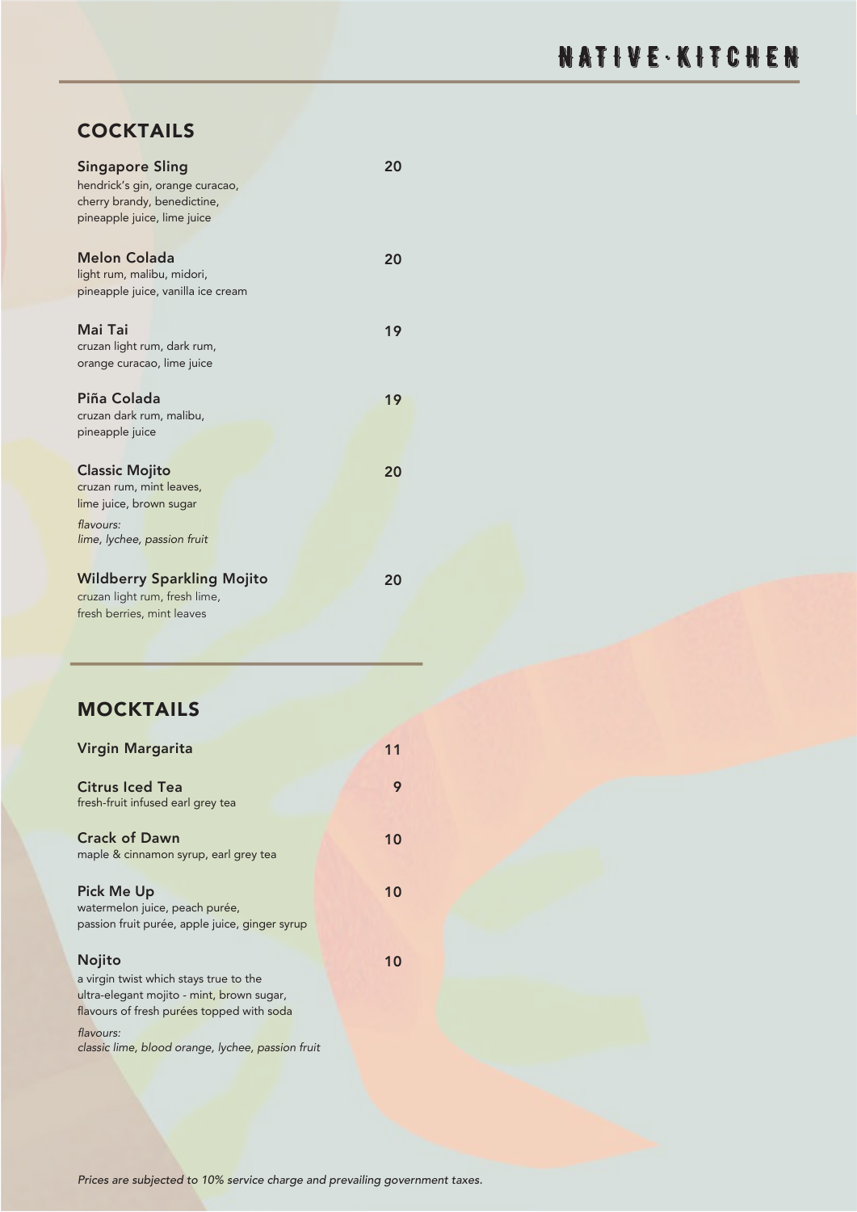# NATIVE·KITCHEN

## COCKTAILS

**Singapore Sling** 20
hendrick's gin, orange curacao, cherry brandy, benedictine, pineapple juice, lime juice

**Melon Colada** 20
light rum, malibu, midori, pineapple juice, vanilla ice cream

**Mai Tai** 19
cruzan light rum, dark rum, orange curacao, lime juice

**Piña Colada** 19
cruzan dark rum, malibu, pineapple juice

**Classic Mojito** 20
cruzan rum, mint leaves, lime juice, brown sugar
*flavours:*
*lime, lychee, passion fruit*

**Wildberry Sparkling Mojito** 20
cruzan light rum, fresh lime, fresh berries, mint leaves

## MOCKTAILS

**Virgin Margarita** 11

**Citrus Iced Tea** 9
fresh-fruit infused earl grey tea

**Crack of Dawn** 10
maple & cinnamon syrup, earl grey tea

**Pick Me Up** 10
watermelon juice, peach purée, passion fruit purée, apple juice, ginger syrup

**Nojito** 10
a virgin twist which stays true to the ultra-elegant mojito - mint, brown sugar, flavours of fresh purées topped with soda
*flavours:*
*classic lime, blood orange, lychee, passion fruit*

*Prices are subjected to 10% service charge and prevailing government taxes.*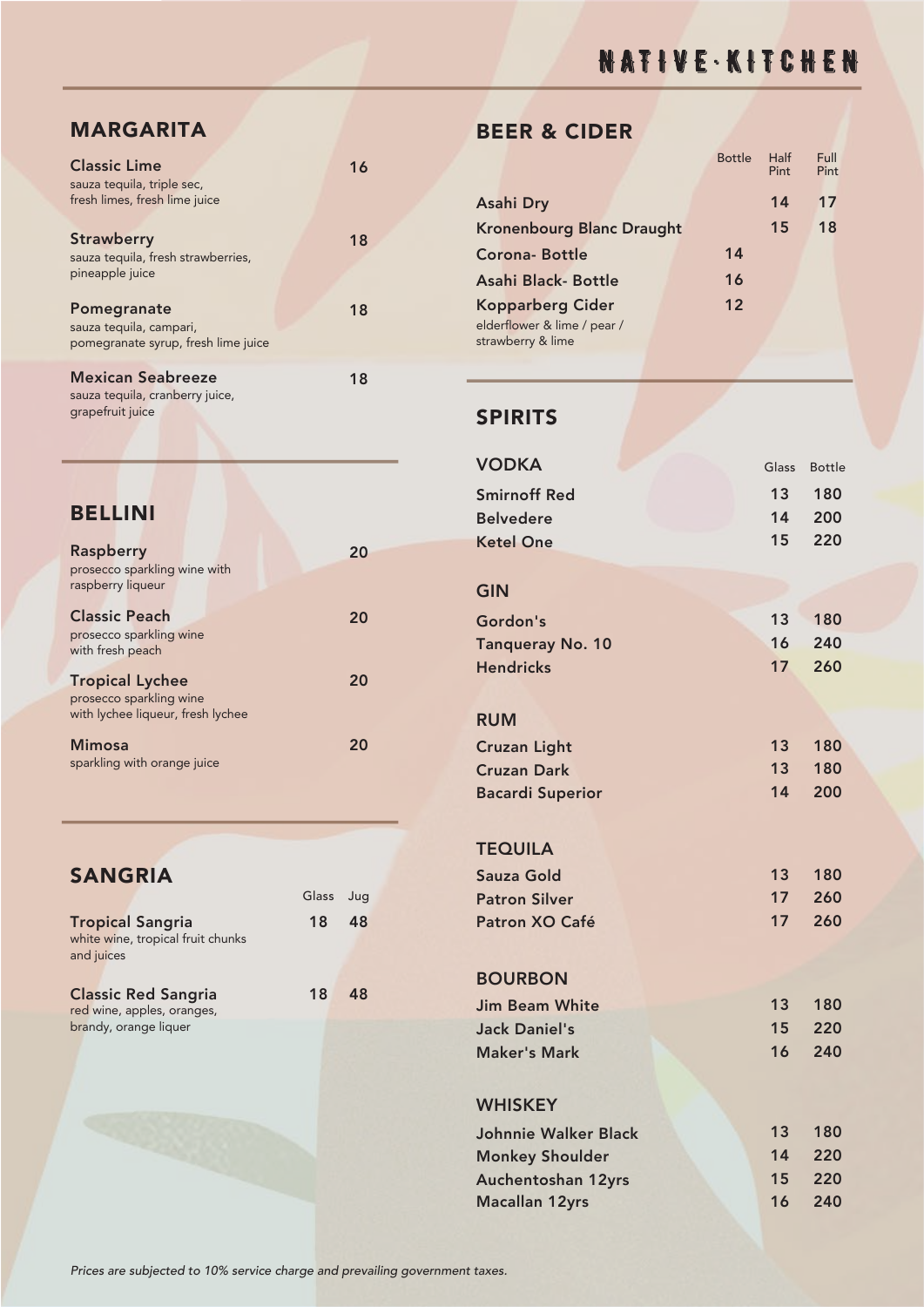# NATIVE·KITCHEN

## MARGARITA

**Classic Lime** 16
sauza tequila, triple sec,
fresh limes, fresh lime juice

**Strawberry** 18
sauza tequila, fresh strawberries,
pineapple juice

**Pomegranate** 18
sauza tequila, campari,
pomegranate syrup, fresh lime juice

**Mexican Seabreeze** 18
sauza tequila, cranberry juice,
grapefruit juice

## BELLINI

**Raspberry** 20
prosecco sparkling wine with
raspberry liqueur

**Classic Peach** 20
prosecco sparkling wine
with fresh peach

**Tropical Lychee** 20
prosecco sparkling wine
with lychee liqueur, fresh lychee

**Mimosa** 20
sparkling with orange juice

## SANGRIA

| | Glass | Jug |
|---|---|---|
| **Tropical Sangria**<br>white wine, tropical fruit chunks and juices | 18 | 48 |
| **Classic Red Sangria**<br>red wine, apples, oranges, brandy, orange liquer | 18 | 48 |

## BEER & CIDER

| | Bottle | Half Pint | Full Pint |
|---|---|---|---|
| Asahi Dry | | 14 | 17 |
| Kronenbourg Blanc Draught | | 15 | 18 |
| Corona- Bottle | 14 | | |
| Asahi Black- Bottle | 16 | | |
| Kopparberg Cider<br>elderflower & lime / pear / strawberry & lime | 12 | | |

## SPIRITS

| VODKA | Glass | Bottle |
|---|---|---|
| Smirnoff Red | 13 | 180 |
| Belvedere | 14 | 200 |
| Ketel One | 15 | 220 |
| **GIN** | | |
| Gordon's | 13 | 180 |
| Tanqueray No. 10 | 16 | 240 |
| Hendricks | 17 | 260 |
| **RUM** | | |
| Cruzan Light | 13 | 180 |
| Cruzan Dark | 13 | 180 |
| Bacardi Superior | 14 | 200 |
| **TEQUILA** | | |
| Sauza Gold | 13 | 180 |
| Patron Silver | 17 | 260 |
| Patron XO Café | 17 | 260 |
| **BOURBON** | | |
| Jim Beam White | 13 | 180 |
| Jack Daniel's | 15 | 220 |
| Maker's Mark | 16 | 240 |
| **WHISKEY** | | |
| Johnnie Walker Black | 13 | 180 |
| Monkey Shoulder | 14 | 220 |
| Auchentoshan 12yrs | 15 | 220 |
| Macallan 12yrs | 16 | 240 |

*Prices are subjected to 10% service charge and prevailing government taxes.*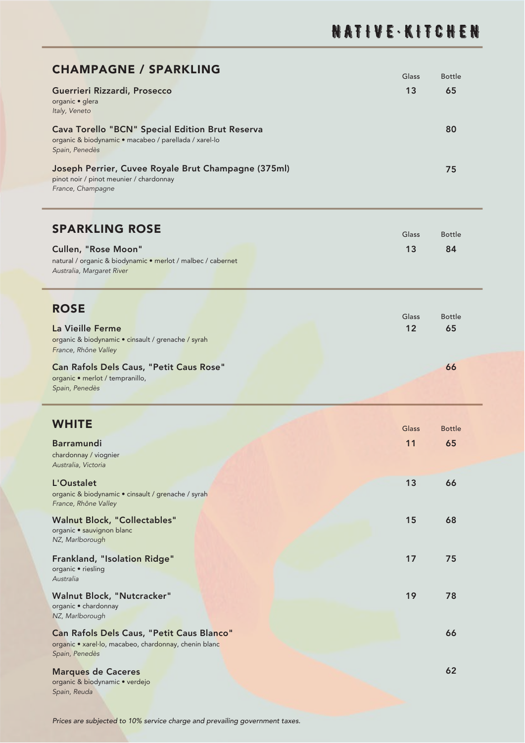# NATIVE·KITCHEN

## CHAMPAGNE / SPARKLING

| | Glass | Bottle |
|---|---|---|
| **Guerrieri Rizzardi, Prosecco**<br>organic • glera<br>*Italy, Veneto* | 13 | 65 |
| **Cava Torello "BCN" Special Edition Brut Reserva**<br>organic & biodynamic • macabeo / parellada / xarel-lo<br>*Spain, Penedès* | | 80 |
| **Joseph Perrier, Cuvee Royale Brut Champagne (375ml)**<br>pinot noir / pinot meunier / chardonnay<br>*France, Champagne* | | 75 |

## SPARKLING ROSE

| | Glass | Bottle |
|---|---|---|
| **Cullen, "Rose Moon"**<br>natural / organic & biodynamic • merlot / malbec / cabernet<br>*Australia, Margaret River* | 13 | 84 |

## ROSE

| | Glass | Bottle |
|---|---|---|
| **La Vieille Ferme**<br>organic & biodynamic • cinsault / grenache / syrah<br>*France, Rhône Valley* | 12 | 65 |
| **Can Rafols Dels Caus, "Petit Caus Rose"**<br>organic • merlot / tempranillo,<br>*Spain, Penedès* | | 66 |

## WHITE

| | Glass | Bottle |
|---|---|---|
| **Barramundi**<br>chardonnay / viognier<br>*Australia, Victoria* | 11 | 65 |
| **L'Oustalet**<br>organic & biodynamic • cinsault / grenache / syrah<br>*France, Rhône Valley* | 13 | 66 |
| **Walnut Block, "Collectables"**<br>organic • sauvignon blanc<br>*NZ, Marlborough* | 15 | 68 |
| **Frankland, "Isolation Ridge"**<br>organic • riesling<br>*Australia* | 17 | 75 |
| **Walnut Block, "Nutcracker"**<br>organic • chardonnay<br>*NZ, Marlborough* | 19 | 78 |
| **Can Rafols Dels Caus, "Petit Caus Blanco"**<br>organic • xarel·lo, macabeo, chardonnay, chenin blanc<br>*Spain, Penedès* | | 66 |
| **Marques de Caceres**<br>organic & biodynamic • verdejo<br>*Spain, Reuda* | | 62 |

*Prices are subjected to 10% service charge and prevailing government taxes.*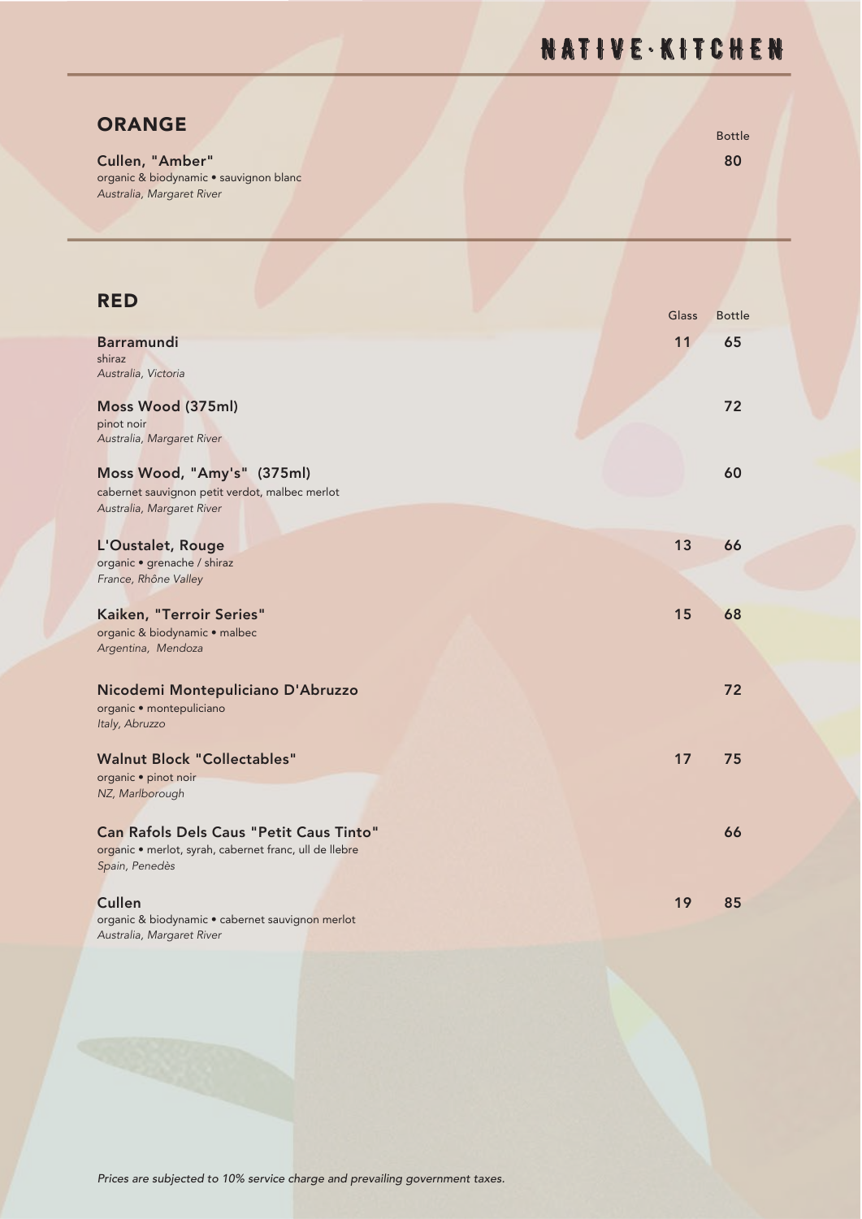# NATIVE·KITCHEN

## ORANGE

| | Bottle |
|---|---|
| **Cullen, "Amber"**<br>organic & biodynamic • sauvignon blanc<br>*Australia, Margaret River* | 80 |

## RED

| | Glass | Bottle |
|---|---|---|
| **Barramundi**<br>shiraz<br>*Australia, Victoria* | 11 | 65 |
| **Moss Wood (375ml)**<br>pinot noir<br>*Australia, Margaret River* | | 72 |
| **Moss Wood, "Amy's" (375ml)**<br>cabernet sauvignon petit verdot, malbec merlot<br>*Australia, Margaret River* | | 60 |
| **L'Oustalet, Rouge**<br>organic • grenache / shiraz<br>*France, Rhône Valley* | 13 | 66 |
| **Kaiken, "Terroir Series"**<br>organic & biodynamic • malbec<br>*Argentina, Mendoza* | 15 | 68 |
| **Nicodemi Montepuliciano D'Abruzzo**<br>organic • montepuliciano<br>*Italy, Abruzzo* | | 72 |
| **Walnut Block "Collectables"**<br>organic • pinot noir<br>*NZ, Marlborough* | 17 | 75 |
| **Can Rafols Dels Caus "Petit Caus Tinto"**<br>organic • merlot, syrah, cabernet franc, ull de llebre<br>*Spain, Penedès* | | 66 |
| **Cullen**<br>organic & biodynamic • cabernet sauvignon merlot<br>*Australia, Margaret River* | 19 | 85 |

*Prices are subjected to 10% service charge and prevailing government taxes.*